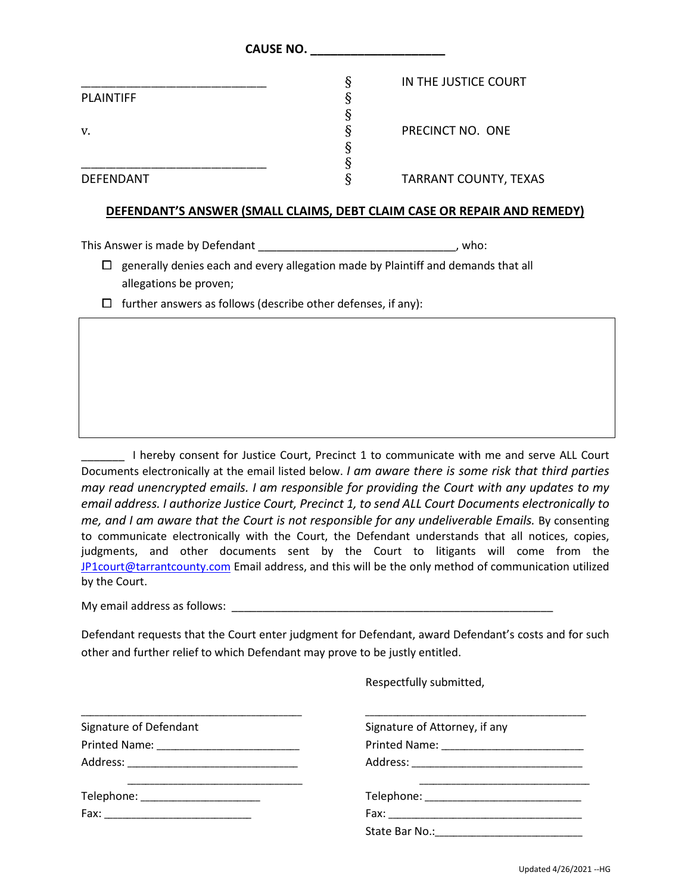**CAUSE NO. ____________________**

| | | |
|---|---|---|
| ____________________________ | § | IN THE JUSTICE COURT |
| PLAINTIFF | § | |
| | § | |
| v. | § | PRECINCT NO. ONE |
| | § | |
| ____________________________ | § | |
| DEFENDANT | § | TARRANT COUNTY, TEXAS |

**DEFENDANT'S ANSWER (SMALL CLAIMS, DEBT CLAIM CASE OR REPAIR AND REMEDY)**

This Answer is made by Defendant ________________________________, who:

- ☐ generally denies each and every allegation made by Plaintiff and demands that all allegations be proven;
- ☐ further answers as follows (describe other defenses, if any):

| |
|---|
| |

_______ I hereby consent for Justice Court, Precinct 1 to communicate with me and serve ALL Court Documents electronically at the email listed below. *I am aware there is some risk that third parties may read unencrypted emails. I am responsible for providing the Court with any updates to my email address. I authorize Justice Court, Precinct 1, to send ALL Court Documents electronically to me, and I am aware that the Court is not responsible for any undeliverable Emails.* By consenting to communicate electronically with the Court, the Defendant understands that all notices, copies, judgments, and other documents sent by the Court to litigants will come from the JP1court@tarrantcounty.com Email address, and this will be the only method of communication utilized by the Court.

My email address as follows: _______________________________________________________

Defendant requests that the Court enter judgment for Defendant, award Defendant's costs and for such other and further relief to which Defendant may prove to be justly entitled.

Respectfully submitted,

| | |
|---|---|
| _____________________________________ | _____________________________________ |
| Signature of Defendant | Signature of Attorney, if any |
| Printed Name: ________________________ | Printed Name: ________________________ |
| Address: _____________________________ | Address: _____________________________ |
| _____________________________ | _____________________________ |
| Telephone: ____________________ | Telephone: __________________________ |
| Fax: _________________________ | Fax: _________________________________ |
| | State Bar No.:________________________ |

Updated 4/26/2021 --HG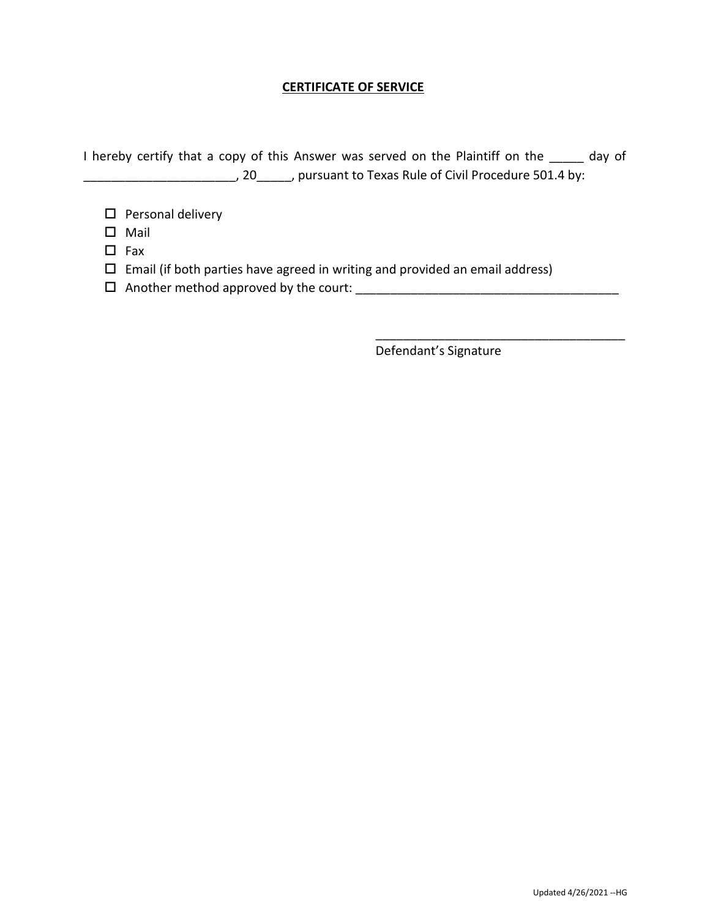**CERTIFICATE OF SERVICE**

I hereby certify that a copy of this Answer was served on the Plaintiff on the _____ day of ______________________, 20_____, pursuant to Texas Rule of Civil Procedure 501.4 by:

- ☐ Personal delivery
- ☐ Mail
- ☐ Fax
- ☐ Email (if both parties have agreed in writing and provided an email address)
- ☐ Another method approved by the court: ______________________________________

_____________________________________
Defendant's Signature

Updated 4/26/2021 --HG